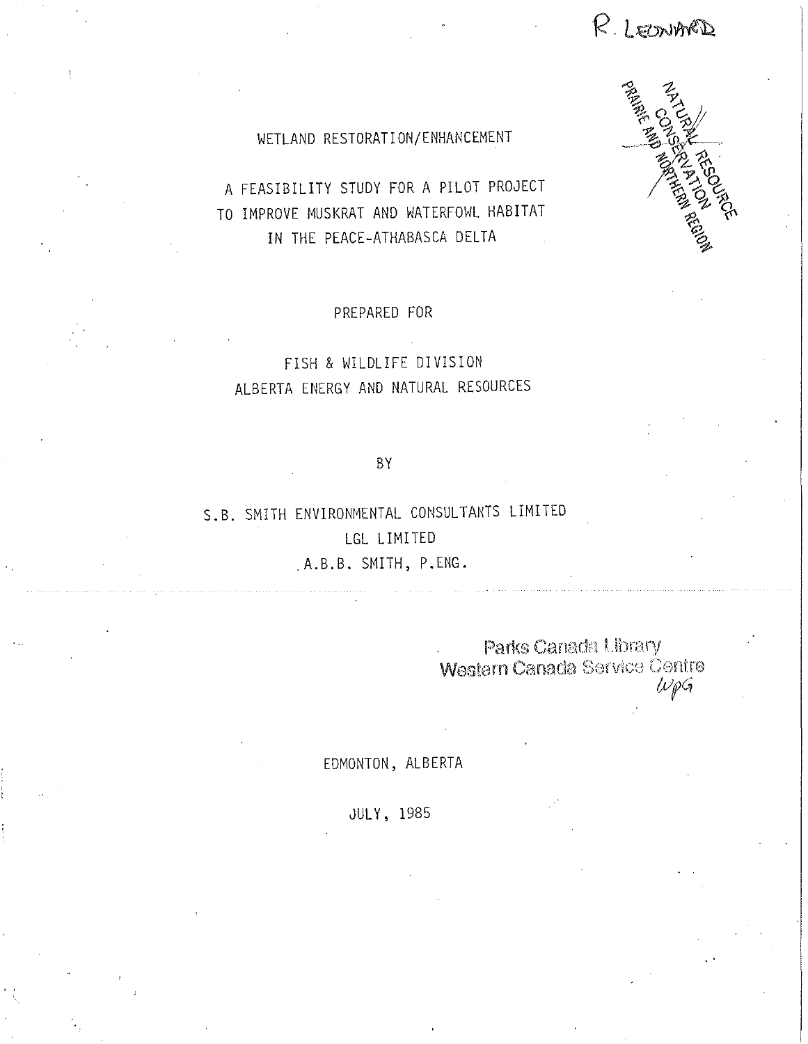R. LEONARD

NATURAL RESOURCE CONSERVATION PRAIRIE AND NORTHERN REGION

# WETLAND RESTORATION/ENHANCEMENT

## A FEASIBILITY STUDY FOR A PILOT PROJECT TO IMPROVE MUSKRAT AND WATERFOWL HABITAT IN THE PEACE-ATHABASCA DELTA

PREPARED FOR

FISH & WILDLIFE DIVISION
ALBERTA ENERGY AND NATURAL RESOURCES

BY

S.B. SMITH ENVIRONMENTAL CONSULTANTS LIMITED
LGL LIMITED
A.B.B. SMITH, P.ENG.

Parks Canada Library
Western Canada Service Centre
WPG

EDMONTON, ALBERTA

JULY, 1985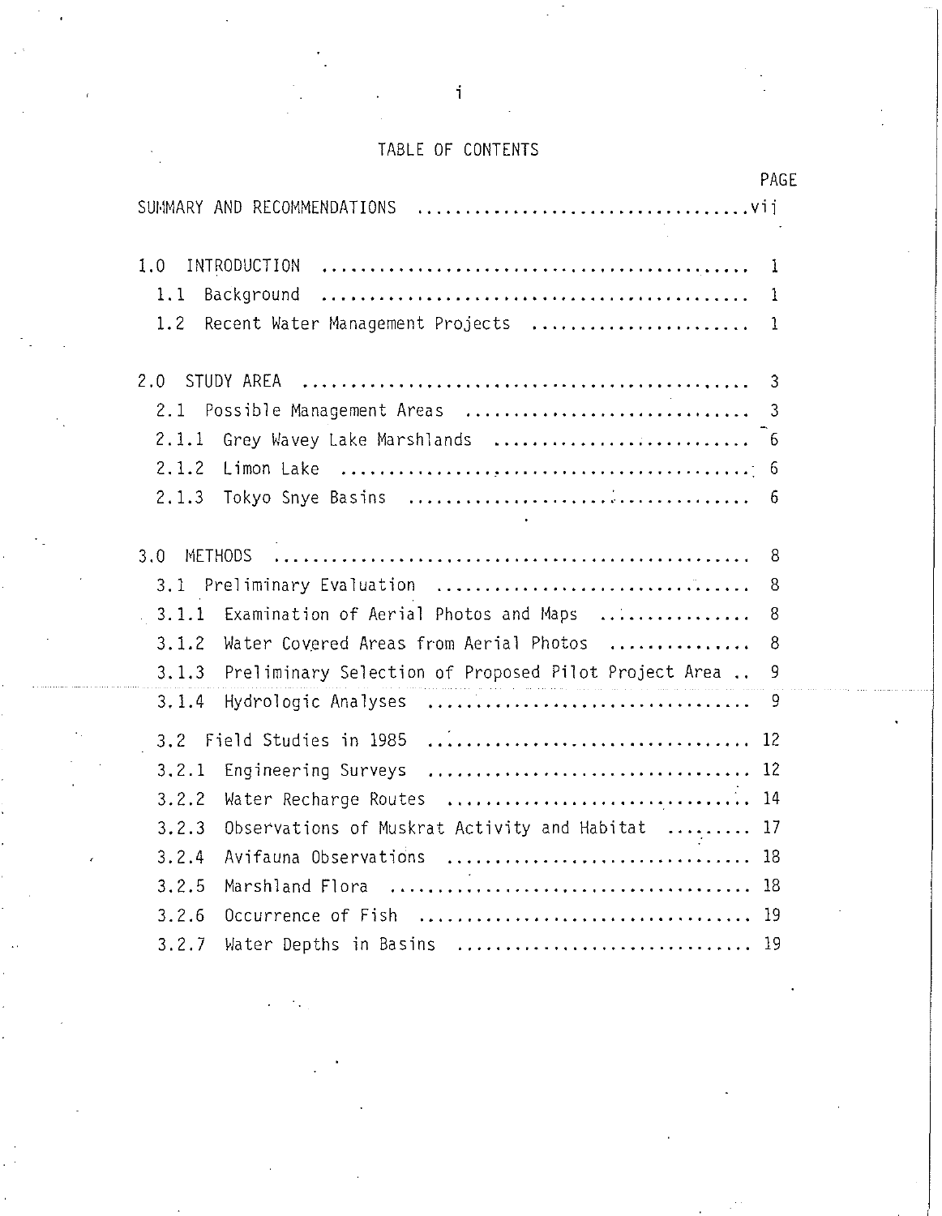# TABLE OF CONTENTS

| | PAGE |
|---|---|
| SUMMARY AND RECOMMENDATIONS | vii |
| 1.0 INTRODUCTION | 1 |
| 1.1 Background | 1 |
| 1.2 Recent Water Management Projects | 1 |
| 2.0 STUDY AREA | 3 |
| 2.1 Possible Management Areas | 3 |
| 2.1.1 Grey Wavey Lake Marshlands | 6 |
| 2.1.2 Limon Lake | 6 |
| 2.1.3 Tokyo Snye Basins | 6 |
| 3.0 METHODS | 8 |
| 3.1 Preliminary Evaluation | 8 |
| 3.1.1 Examination of Aerial Photos and Maps | 8 |
| 3.1.2 Water Covered Areas from Aerial Photos | 8 |
| 3.1.3 Preliminary Selection of Proposed Pilot Project Area | 9 |
| 3.1.4 Hydrologic Analyses | 9 |
| 3.2 Field Studies in 1985 | 12 |
| 3.2.1 Engineering Surveys | 12 |
| 3.2.2 Water Recharge Routes | 14 |
| 3.2.3 Observations of Muskrat Activity and Habitat | 17 |
| 3.2.4 Avifauna Observations | 18 |
| 3.2.5 Marshland Flora | 18 |
| 3.2.6 Occurrence of Fish | 19 |
| 3.2.7 Water Depths in Basins | 19 |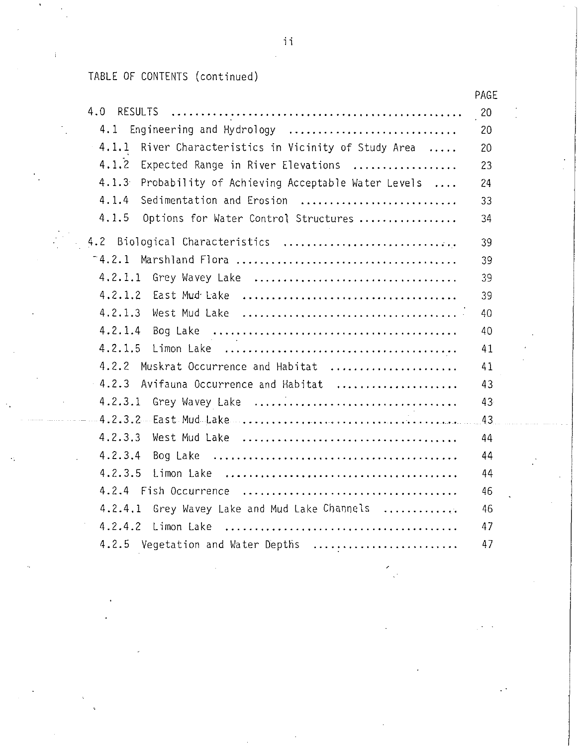TABLE OF CONTENTS (continued)

| | PAGE |
|---|---|
| 4.0 RESULTS | 20 |
| 4.1 Engineering and Hydrology | 20 |
| 4.1.1 River Characteristics in Vicinity of Study Area | 20 |
| 4.1.2 Expected Range in River Elevations | 23 |
| 4.1.3 Probability of Achieving Acceptable Water Levels | 24 |
| 4.1.4 Sedimentation and Erosion | 33 |
| 4.1.5 Options for Water Control Structures | 34 |
| 4.2 Biological Characteristics | 39 |
| 4.2.1 Marshland Flora | 39 |
| 4.2.1.1 Grey Wavey Lake | 39 |
| 4.2.1.2 East Mud Lake | 39 |
| 4.2.1.3 West Mud Lake | 40 |
| 4.2.1.4 Bog Lake | 40 |
| 4.2.1.5 Limon Lake | 41 |
| 4.2.2 Muskrat Occurrence and Habitat | 41 |
| 4.2.3 Avifauna Occurrence and Habitat | 43 |
| 4.2.3.1 Grey Wavey Lake | 43 |
| 4.2.3.2 East Mud Lake | 43 |
| 4.2.3.3 West Mud Lake | 44 |
| 4.2.3.4 Bog Lake | 44 |
| 4.2.3.5 Limon Lake | 44 |
| 4.2.4 Fish Occurrence | 46 |
| 4.2.4.1 Grey Wavey Lake and Mud Lake Channels | 46 |
| 4.2.4.2 Limon Lake | 47 |
| 4.2.5 Vegetation and Water Depths | 47 |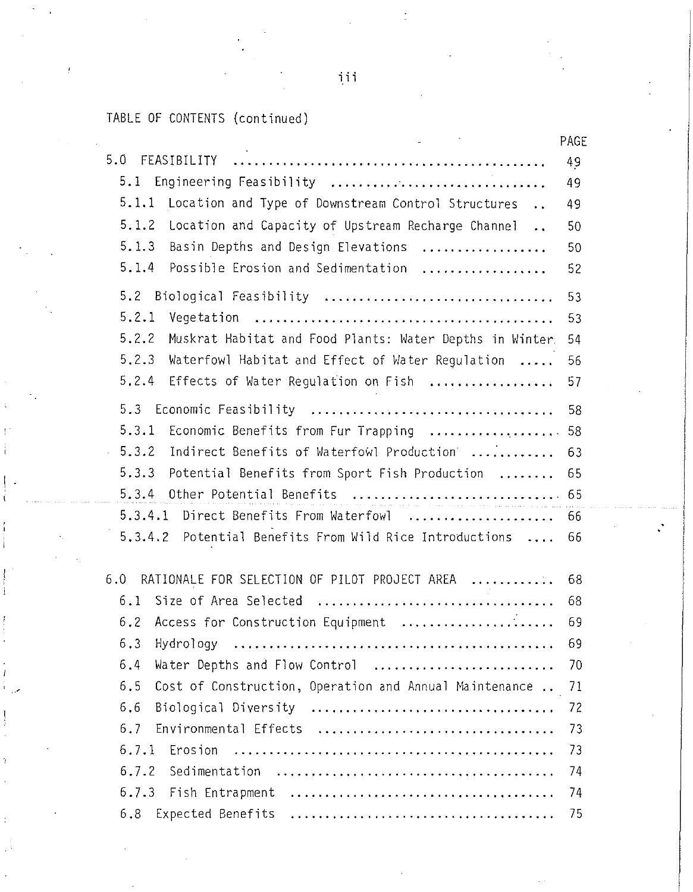TABLE OF CONTENTS (continued)

| | PAGE |
|---|---|
| 5.0 FEASIBILITY | 49 |
| 5.1 Engineering Feasibility | 49 |
| 5.1.1 Location and Type of Downstream Control Structures | 49 |
| 5.1.2 Location and Capacity of Upstream Recharge Channel | 50 |
| 5.1.3 Basin Depths and Design Elevations | 50 |
| 5.1.4 Possible Erosion and Sedimentation | 52 |
| 5.2 Biological Feasibility | 53 |
| 5.2.1 Vegetation | 53 |
| 5.2.2 Muskrat Habitat and Food Plants: Water Depths in Winter | 54 |
| 5.2.3 Waterfowl Habitat and Effect of Water Regulation | 56 |
| 5.2.4 Effects of Water Regulation on Fish | 57 |
| 5.3 Economic Feasibility | 58 |
| 5.3.1 Economic Benefits from Fur Trapping | 58 |
| 5.3.2 Indirect Benefits of Waterfowl Production | 63 |
| 5.3.3 Potential Benefits from Sport Fish Production | 65 |
| 5.3.4 Other Potential Benefits | 65 |
| 5.3.4.1 Direct Benefits From Waterfowl | 66 |
| 5.3.4.2 Potential Benefits From Wild Rice Introductions | 66 |
| 6.0 RATIONALE FOR SELECTION OF PILOT PROJECT AREA | 68 |
| 6.1 Size of Area Selected | 68 |
| 6.2 Access for Construction Equipment | 69 |
| 6.3 Hydrology | 69 |
| 6.4 Water Depths and Flow Control | 70 |
| 6.5 Cost of Construction, Operation and Annual Maintenance | 71 |
| 6.6 Biological Diversity | 72 |
| 6.7 Environmental Effects | 73 |
| 6.7.1 Erosion | 73 |
| 6.7.2 Sedimentation | 74 |
| 6.7.3 Fish Entrapment | 74 |
| 6.8 Expected Benefits | 75 |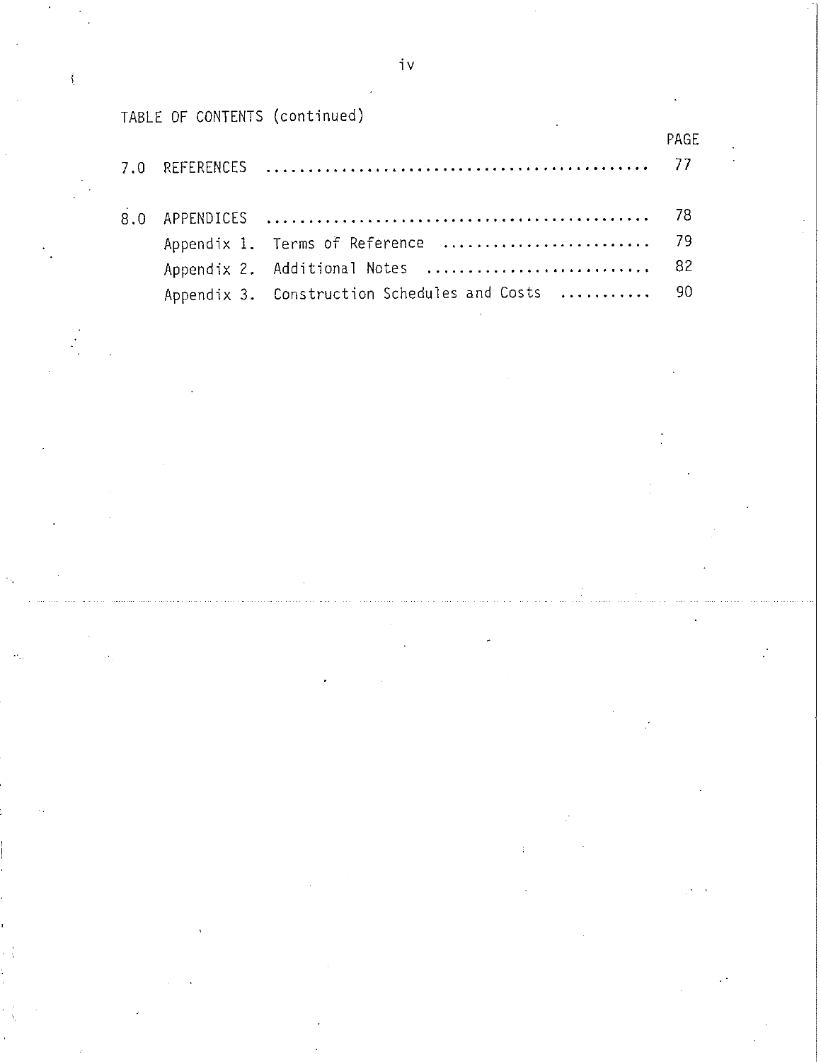TABLE OF CONTENTS (continued)

| | | PAGE |
|---|---|---|
| 7.0 | REFERENCES | 77 |
| 8.0 | APPENDICES | 78 |
| | Appendix 1. Terms of Reference | 79 |
| | Appendix 2. Additional Notes | 82 |
| | Appendix 3. Construction Schedules and Costs | 90 |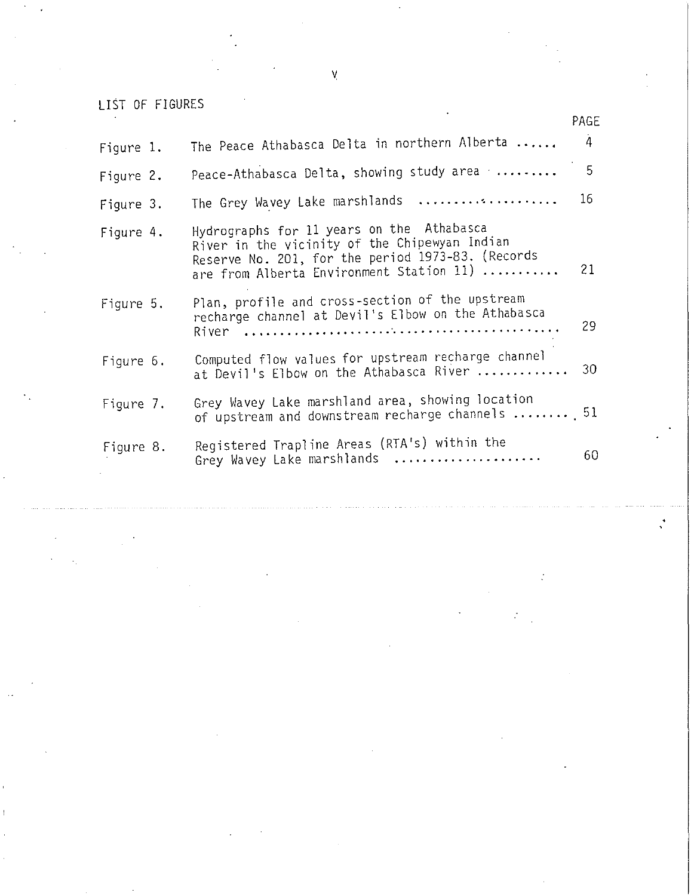## LIST OF FIGURES

| | | PAGE |
|---|---|---|
| Figure 1. | The Peace Athabasca Delta in northern Alberta ...... | 4 |
| Figure 2. | Peace-Athabasca Delta, showing study area ......... | 5 |
| Figure 3. | The Grey Wavey Lake marshlands .................. | 16 |
| Figure 4. | Hydrographs for 11 years on the Athabasca River in the vicinity of the Chipewyan Indian Reserve No. 201, for the period 1973-83. (Records are from Alberta Environment Station 11) .......... | 21 |
| Figure 5. | Plan, profile and cross-section of the upstream recharge channel at Devil's Elbow on the Athabasca River ........................................ | 29 |
| Figure 6. | Computed flow values for upstream recharge channel at Devil's Elbow on the Athabasca River ............ | 30 |
| Figure 7. | Grey Wavey Lake marshland area, showing location of upstream and downstream recharge channels ........ | 51 |
| Figure 8. | Registered Trapline Areas (RTA's) within the Grey Wavey Lake marshlands .................... | 60 |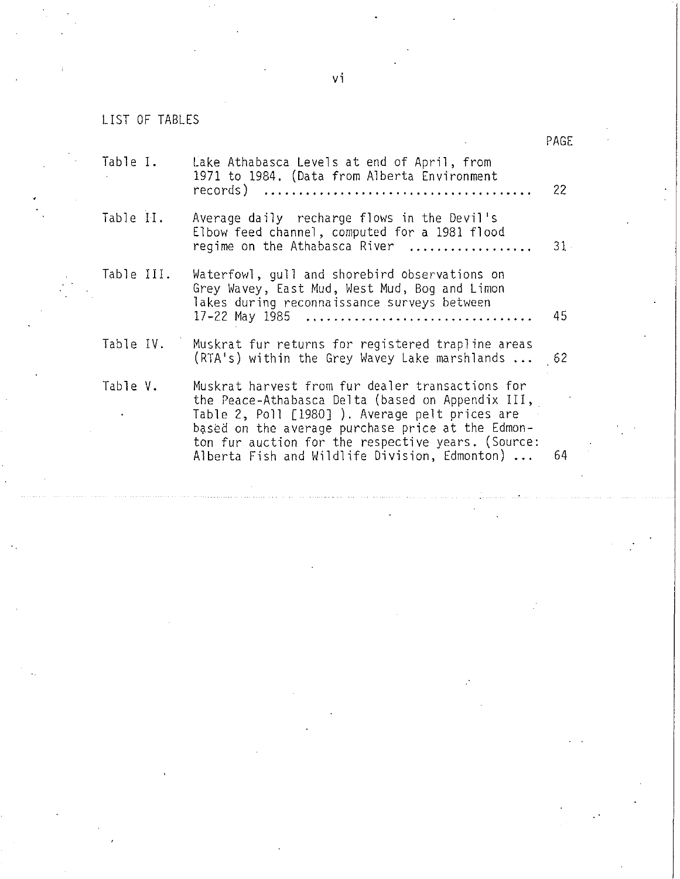## LIST OF TABLES

| | | PAGE |
|---|---|---|
| Table I. | Lake Athabasca Levels at end of April, from 1971 to 1984. (Data from Alberta Environment records) | 22 |
| Table II. | Average daily recharge flows in the Devil's Elbow feed channel, computed for a 1981 flood regime on the Athabasca River | 31 |
| Table III. | Waterfowl, gull and shorebird observations on Grey Wavey, East Mud, West Mud, Bog and Limon lakes during reconnaissance surveys between 17-22 May 1985 | 45 |
| Table IV. | Muskrat fur returns for registered trapline areas (RTA's) within the Grey Wavey Lake marshlands | 62 |
| Table V. | Muskrat harvest from fur dealer transactions for the Peace-Athabasca Delta (based on Appendix III, Table 2, Poll [1980] ). Average pelt prices are based on the average purchase price at the Edmonton fur auction for the respective years. (Source: Alberta Fish and Wildlife Division, Edmonton) | 64 |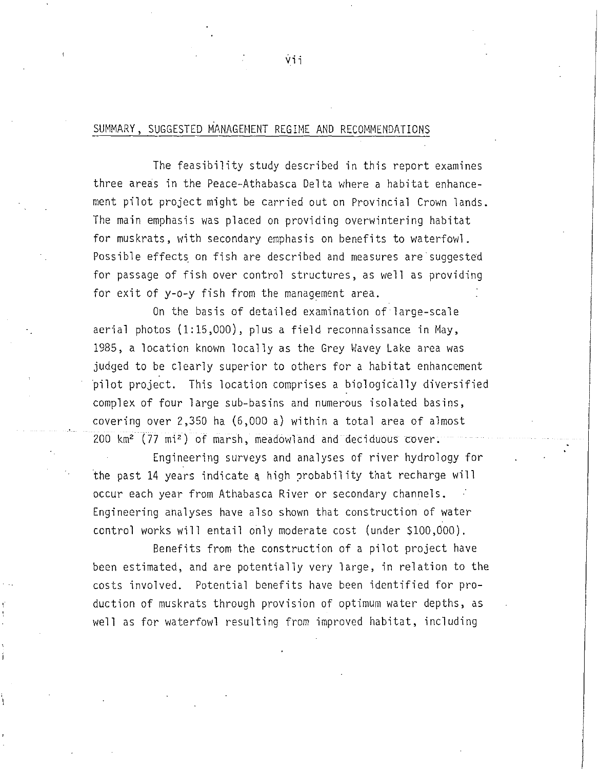## SUMMARY, SUGGESTED MANAGEMENT REGIME AND RECOMMENDATIONS

The feasibility study described in this report examines three areas in the Peace-Athabasca Delta where a habitat enhancement pilot project might be carried out on Provincial Crown lands. The main emphasis was placed on providing overwintering habitat for muskrats, with secondary emphasis on benefits to waterfowl. Possible effects on fish are described and measures are suggested for passage of fish over control structures, as well as providing for exit of y-o-y fish from the management area.

On the basis of detailed examination of large-scale aerial photos (1:15,000), plus a field reconnaissance in May, 1985, a location known locally as the Grey Wavey Lake area was judged to be clearly superior to others for a habitat enhancement pilot project. This location comprises a biologically diversified complex of four large sub-basins and numerous isolated basins, covering over 2,350 ha (6,000 a) within a total area of almost 200 $km^2$ (77 $mi^2$) of marsh, meadowland and deciduous cover.

Engineering surveys and analyses of river hydrology for the past 14 years indicate a high probability that recharge will occur each year from Athabasca River or secondary channels. Engineering analyses have also shown that construction of water control works will entail only moderate cost (under $100,000).

Benefits from the construction of a pilot project have been estimated, and are potentially very large, in relation to the costs involved. Potential benefits have been identified for production of muskrats through provision of optimum water depths, as well as for waterfowl resulting from improved habitat, including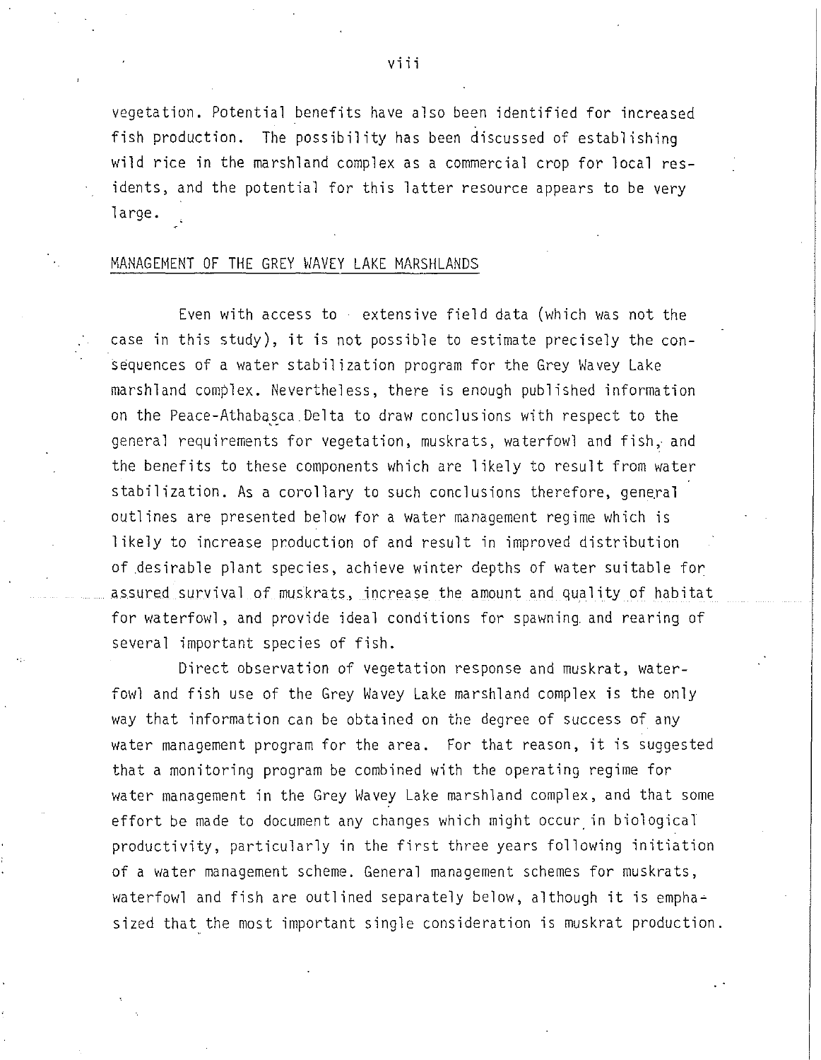vegetation. Potential benefits have also been identified for increased fish production. The possibility has been discussed of establishing wild rice in the marshland complex as a commercial crop for local residents, and the potential for this latter resource appears to be very large.

## MANAGEMENT OF THE GREY WAVEY LAKE MARSHLANDS

Even with access to extensive field data (which was not the case in this study), it is not possible to estimate precisely the consequences of a water stabilization program for the Grey Wavey Lake marshland complex. Nevertheless, there is enough published information on the Peace-Athabasca Delta to draw conclusions with respect to the general requirements for vegetation, muskrats, waterfowl and fish, and the benefits to these components which are likely to result from water stabilization. As a corollary to such conclusions therefore, general outlines are presented below for a water management regime which is likely to increase production of and result in improved distribution of desirable plant species, achieve winter depths of water suitable for assured survival of muskrats, increase the amount and quality of habitat for waterfowl, and provide ideal conditions for spawning and rearing of several important species of fish.

Direct observation of vegetation response and muskrat, waterfowl and fish use of the Grey Wavey Lake marshland complex is the only way that information can be obtained on the degree of success of any water management program for the area. For that reason, it is suggested that a monitoring program be combined with the operating regime for water management in the Grey Wavey Lake marshland complex, and that some effort be made to document any changes which might occur in biological productivity, particularly in the first three years following initiation of a water management scheme. General management schemes for muskrats, waterfowl and fish are outlined separately below, although it is emphasized that the most important single consideration is muskrat production.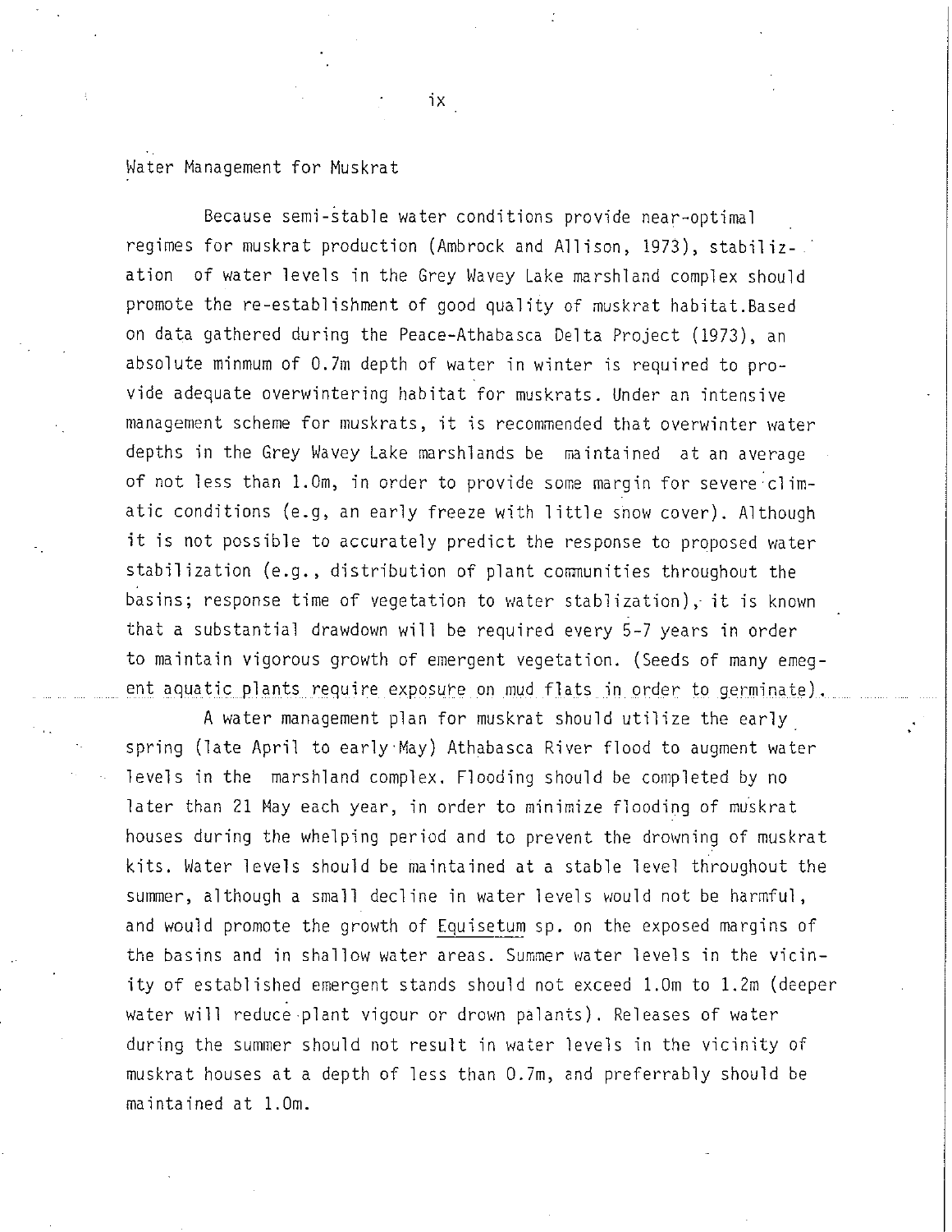## Water Management for Muskrat

Because semi-stable water conditions provide near-optimal regimes for muskrat production (Ambrock and Allison, 1973), stabilization of water levels in the Grey Wavey Lake marshland complex should promote the re-establishment of good quality of muskrat habitat.Based on data gathered during the Peace-Athabasca Delta Project (1973), an absolute minmum of 0.7m depth of water in winter is required to provide adequate overwintering habitat for muskrats. Under an intensive management scheme for muskrats, it is recommended that overwinter water depths in the Grey Wavey Lake marshlands be maintained at an average of not less than 1.0m, in order to provide some margin for severe climatic conditions (e.g, an early freeze with little snow cover). Although it is not possible to accurately predict the response to proposed water stabilization (e.g., distribution of plant communities throughout the basins; response time of vegetation to water stablization), it is known that a substantial drawdown will be required every 5-7 years in order to maintain vigorous growth of emergent vegetation. (Seeds of many emegent aquatic plants require exposure on mud flats in order to germinate).

A water management plan for muskrat should utilize the early spring (late April to early May) Athabasca River flood to augment water levels in the marshland complex. Flooding should be completed by no later than 21 May each year, in order to minimize flooding of muskrat houses during the whelping period and to prevent the drowning of muskrat kits. Water levels should be maintained at a stable level throughout the summer, although a small decline in water levels would not be harmful, and would promote the growth of *Equisetum* sp. on the exposed margins of the basins and in shallow water areas. Summer water levels in the vicinity of established emergent stands should not exceed 1.0m to 1.2m (deeper water will reduce plant vigour or drown palants). Releases of water during the summer should not result in water levels in the vicinity of muskrat houses at a depth of less than 0.7m, and preferrably should be maintained at 1.0m.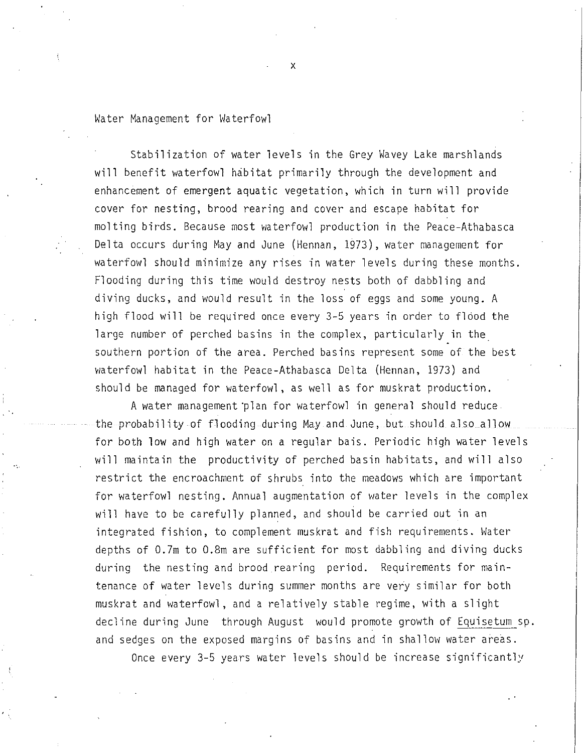## Water Management for Waterfowl

Stabilization of water levels in the Grey Wavey Lake marshlands will benefit waterfowl habitat primarily through the development and enhancement of emergent aquatic vegetation, which in turn will provide cover for nesting, brood rearing and cover and escape habitat for molting birds. Because most waterfowl production in the Peace-Athabasca Delta occurs during May and June (Hennan, 1973), water management for waterfowl should minimize any rises in water levels during these months. Flooding during this time would destroy nests both of dabbling and diving ducks, and would result in the loss of eggs and some young. A high flood will be required once every 3-5 years in order to flood the large number of perched basins in the complex, particularly in the southern portion of the area. Perched basins represent some of the best waterfowl habitat in the Peace-Athabasca Delta (Hennan, 1973) and should be managed for waterfowl, as well as for muskrat production.

A water management plan for waterfowl in general should reduce the probability of flooding during May and June, but should also allow for both low and high water on a regular bais. Periodic high water levels will maintain the productivity of perched basin habitats, and will also restrict the encroachment of shrubs into the meadows which are important for waterfowl nesting. Annual augmentation of water levels in the complex will have to be carefully planned, and should be carried out in an integrated fishion, to complement muskrat and fish requirements. Water depths of 0.7m to 0.8m are sufficient for most dabbling and diving ducks during the nesting and brood rearing period. Requirements for maintenance of water levels during summer months are very similar for both muskrat and waterfowl, and a relatively stable regime, with a slight decline during June through August would promote growth of *Equisetum* sp. and sedges on the exposed margins of basins and in shallow water areas.

Once every 3-5 years water levels should be increase significantly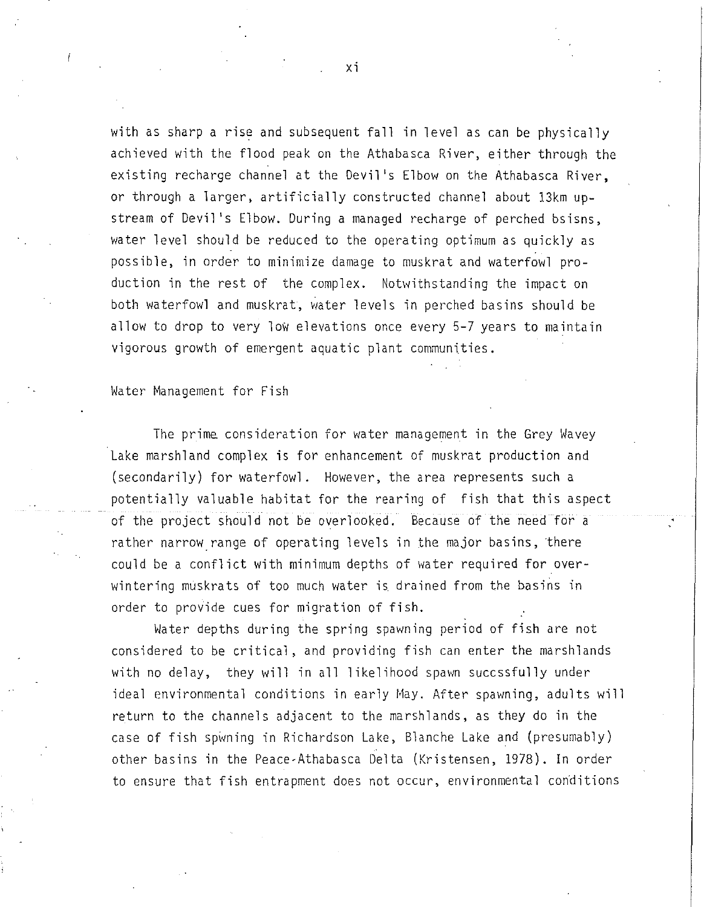with as sharp a rise and subsequent fall in level as can be physically achieved with the flood peak on the Athabasca River, either through the existing recharge channel at the Devil's Elbow on the Athabasca River, or through a larger, artificially constructed channel about 13km upstream of Devil's Elbow. During a managed recharge of perched bsisns, water level should be reduced to the operating optimum as quickly as possible, in order to minimize damage to muskrat and waterfowl production in the rest of the complex. Notwithstanding the impact on both waterfowl and muskrat, water levels in perched basins should be allow to drop to very low elevations once every 5-7 years to maintain vigorous growth of emergent aquatic plant communities.

## Water Management for Fish

The prime consideration for water management in the Grey Wavey Lake marshland complex is for enhancement of muskrat production and (secondarily) for waterfowl. However, the area represents such a potentially valuable habitat for the rearing of fish that this aspect of the project should not be overlooked. Because of the need for a rather narrow range of operating levels in the major basins, there could be a conflict with minimum depths of water required for overwintering muskrats of too much water is drained from the basins in order to provide cues for migration of fish.

Water depths during the spring spawning period of fish are not considered to be critical, and providing fish can enter the marshlands with no delay, they will in all likelihood spawn succssfully under ideal environmental conditions in early May. After spawning, adults will return to the channels adjacent to the marshlands, as they do in the case of fish spwning in Richardson Lake, Blanche Lake and (presumably) other basins in the Peace-Athabasca Delta (Kristensen, 1978). In order to ensure that fish entrapment does not occur, environmental conditions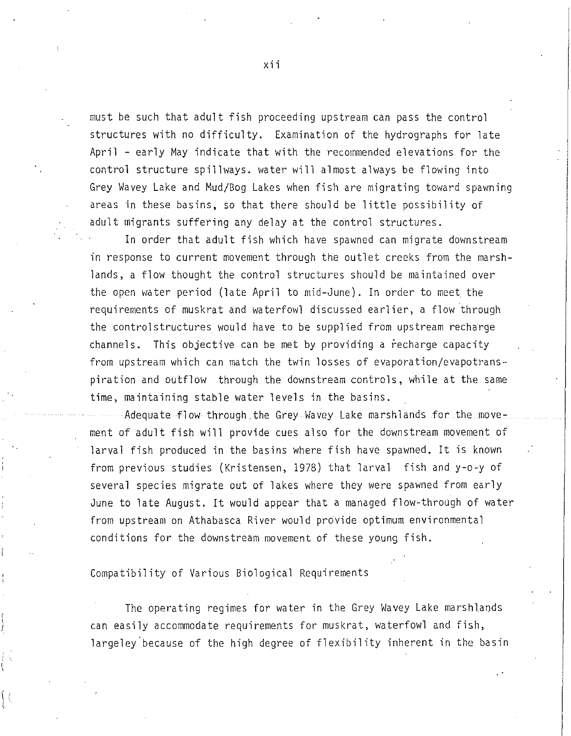must be such that adult fish proceeding upstream can pass the control structures with no difficulty. Examination of the hydrographs for late April - early May indicate that with the recommended elevations for the control structure spillways. water will almost always be flowing into Grey Wavey Lake and Mud/Bog Lakes when fish are migrating toward spawning areas in these basins, so that there should be little possibility of adult migrants suffering any delay at the control structures.

In order that adult fish which have spawned can migrate downstream in response to current movement through the outlet creeks from the marshlands, a flow thought the control structures should be maintained over the open water period (late April to mid-June). In order to meet the requirements of muskrat and waterfowl discussed earlier, a flow through the controlstructures would have to be supplied from upstream recharge channels. This objective can be met by providing a recharge capacity from upstream which can match the twin losses of evaporation/evapotranspiration and outflow through the downstream controls, while at the same time, maintaining stable water levels in the basins.

Adequate flow through the Grey Wavey Lake marshlands for the movement of adult fish will provide cues also for the downstream movement of larval fish produced in the basins where fish have spawned. It is known from previous studies (Kristensen, 1978) that larval fish and y-o-y of several species migrate out of lakes where they were spawned from early June to late August. It would appear that a managed flow-through of water from upstream on Athabasca River would provide optimum environmental conditions for the downstream movement of these young fish.

### Compatibility of Various Biological Requirements

The operating regimes for water in the Grey Wavey Lake marshlands can easily accommodate requirements for muskrat, waterfowl and fish, largeley because of the high degree of flexibility inherent in the basin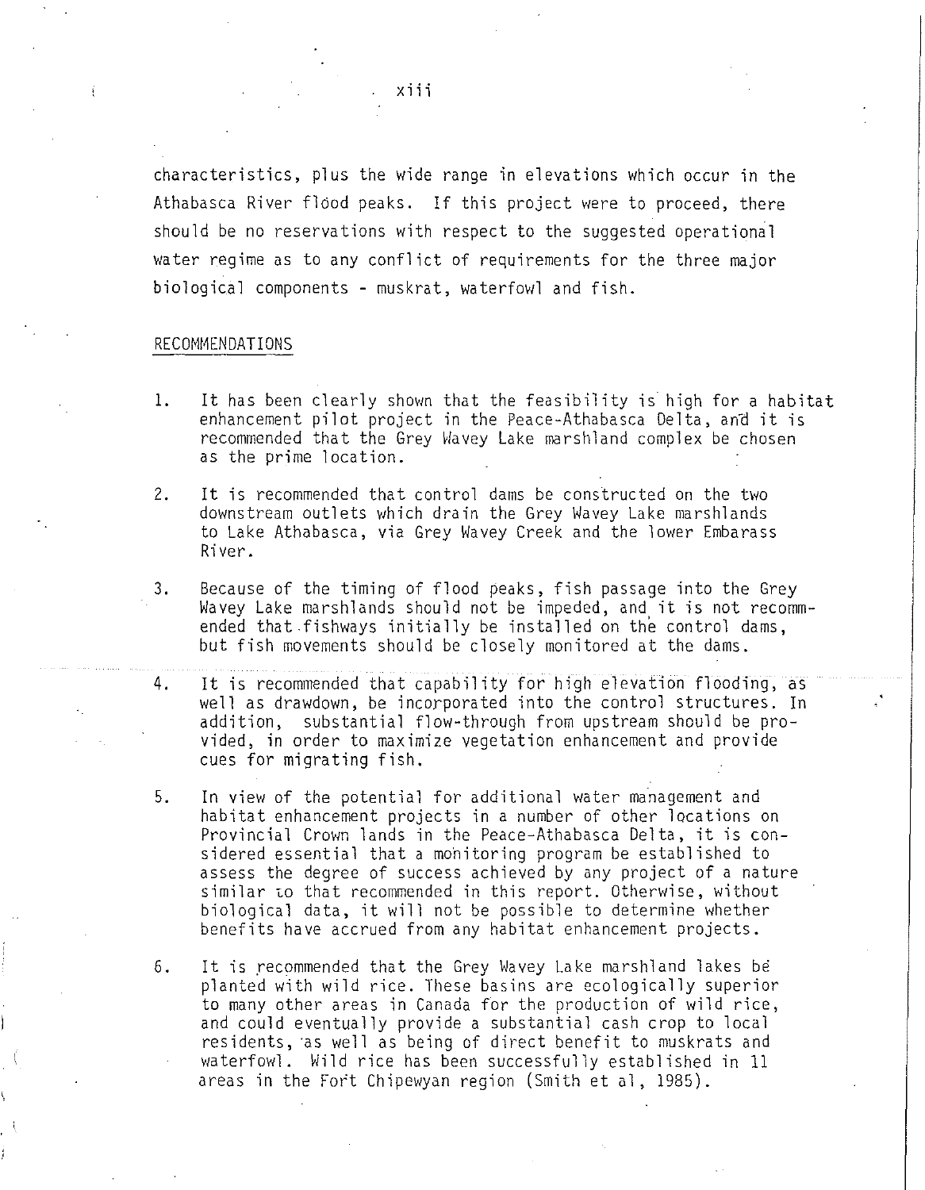characteristics, plus the wide range in elevations which occur in the Athabasca River flood peaks. If this project were to proceed, there should be no reservations with respect to the suggested operational water regime as to any conflict of requirements for the three major biological components - muskrat, waterfowl and fish.

## RECOMMENDATIONS

1. It has been clearly shown that the feasibility is high for a habitat enhancement pilot project in the Peace-Athabasca Delta, and it is recommended that the Grey Wavey Lake marshland complex be chosen as the prime location.

2. It is recommended that control dams be constructed on the two downstream outlets which drain the Grey Wavey Lake marshlands to Lake Athabasca, via Grey Wavey Creek and the lower Embarass River.

3. Because of the timing of flood peaks, fish passage into the Grey Wavey Lake marshlands should not be impeded, and it is not recommended that fishways initially be installed on the control dams, but fish movements should be closely monitored at the dams.

4. It is recommended that capability for high elevation flooding, as well as drawdown, be incorporated into the control structures. In addition, substantial flow-through from upstream should be provided, in order to maximize vegetation enhancement and provide cues for migrating fish.

5. In view of the potential for additional water management and habitat enhancement projects in a number of other locations on Provincial Crown lands in the Peace-Athabasca Delta, it is considered essential that a monitoring program be established to assess the degree of success achieved by any project of a nature similar to that recommended in this report. Otherwise, without biological data, it will not be possible to determine whether benefits have accrued from any habitat enhancement projects.

6. It is recommended that the Grey Wavey Lake marshland lakes be planted with wild rice. These basins are ecologically superior to many other areas in Canada for the production of wild rice, and could eventually provide a substantial cash crop to local residents, as well as being of direct benefit to muskrats and waterfowl. Wild rice has been successfully established in 11 areas in the Fort Chipewyan region (Smith et al, 1985).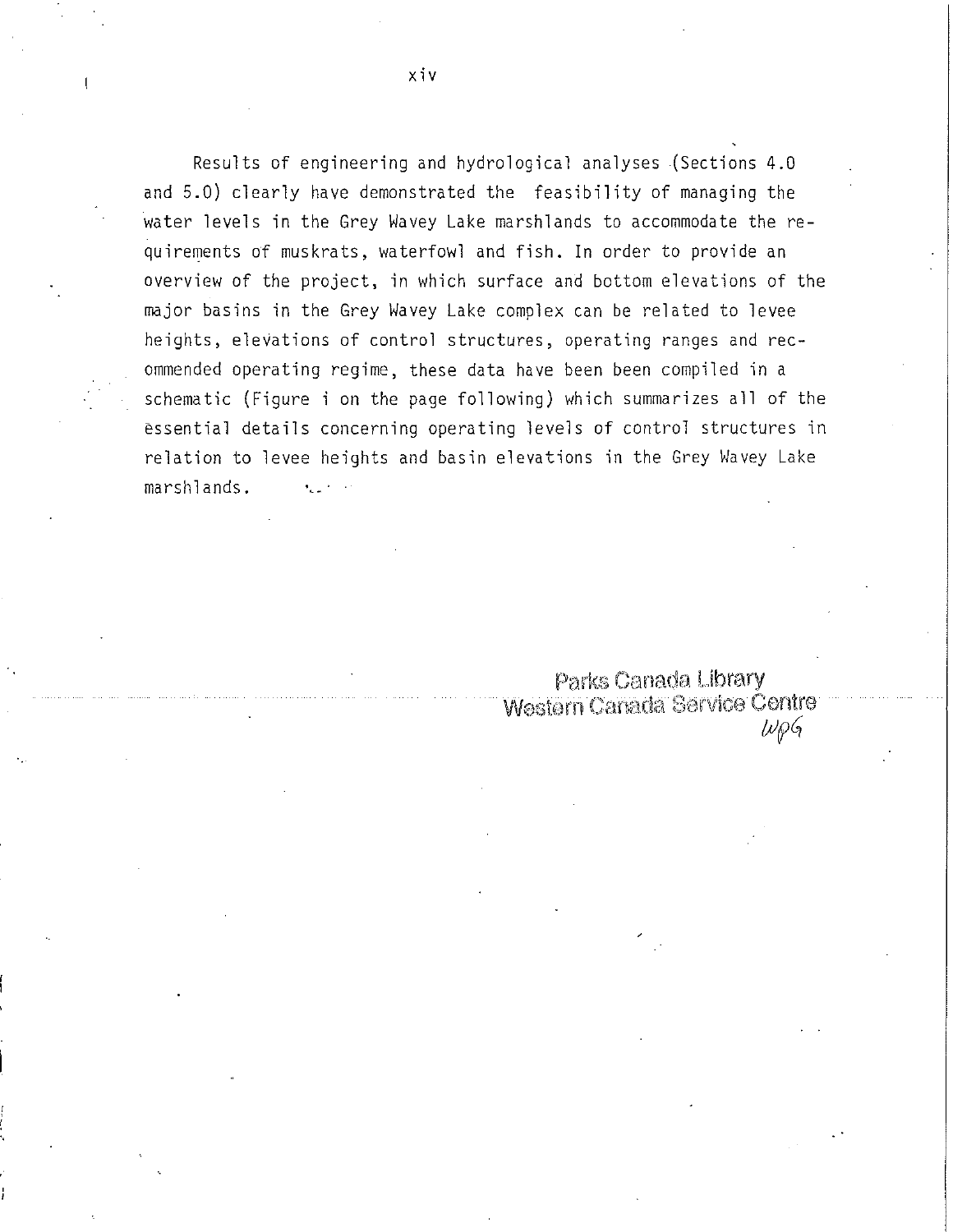Results of engineering and hydrological analyses (Sections 4.0 and 5.0) clearly have demonstrated the feasibility of managing the water levels in the Grey Wavey Lake marshlands to accommodate the requirements of muskrats, waterfowl and fish. In order to provide an overview of the project, in which surface and bottom elevations of the major basins in the Grey Wavey Lake complex can be related to levee heights, elevations of control structures, operating ranges and recommended operating regime, these data have been been compiled in a schematic (Figure i on the page following) which summarizes all of the essential details concerning operating levels of control structures in relation to levee heights and basin elevations in the Grey Wavey Lake marshlands.

Parks Canada Library
Western Canada Service Centre
WPG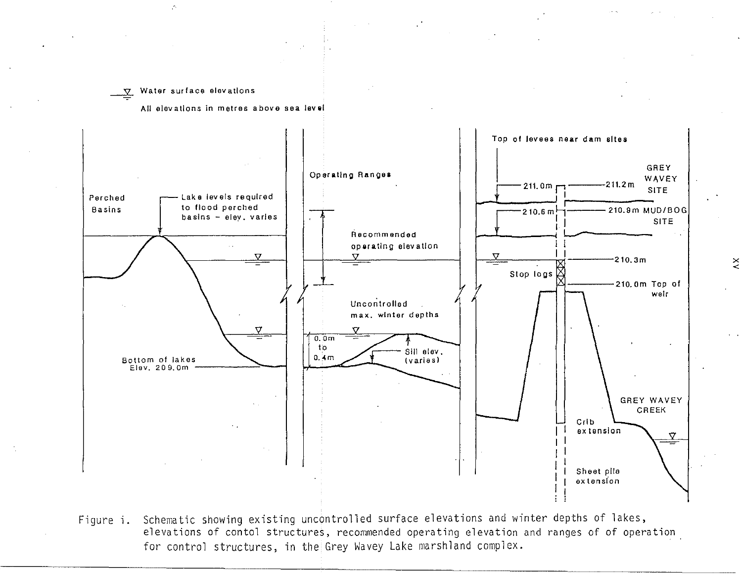Water surface elevations

All elevations in metres above sea level

Perched Basins

Lake levels required to flood perched basins - elev. varies

Bottom of lakes Elev. 209.0m

Operating Ranges

Recommended operating elevation

Uncontrolled max. winter depths

0.0m to 0.4m

Sill elev. (varies)

Top of levees near dam sites

211.0m

211.2m GREY WAVEY SITE

210.6m

210.9m MUD/BOG SITE

210.3m

Stop logs

210.0m Top of weir

Crib extension

Sheet pile extension

GREY WAVEY CREEK

Figure i. Schematic showing existing uncontrolled surface elevations and winter depths of lakes, elevations of contol structures, recommended operating elevation and ranges of of operation for control structures, in the Grey Wavey Lake marshland complex.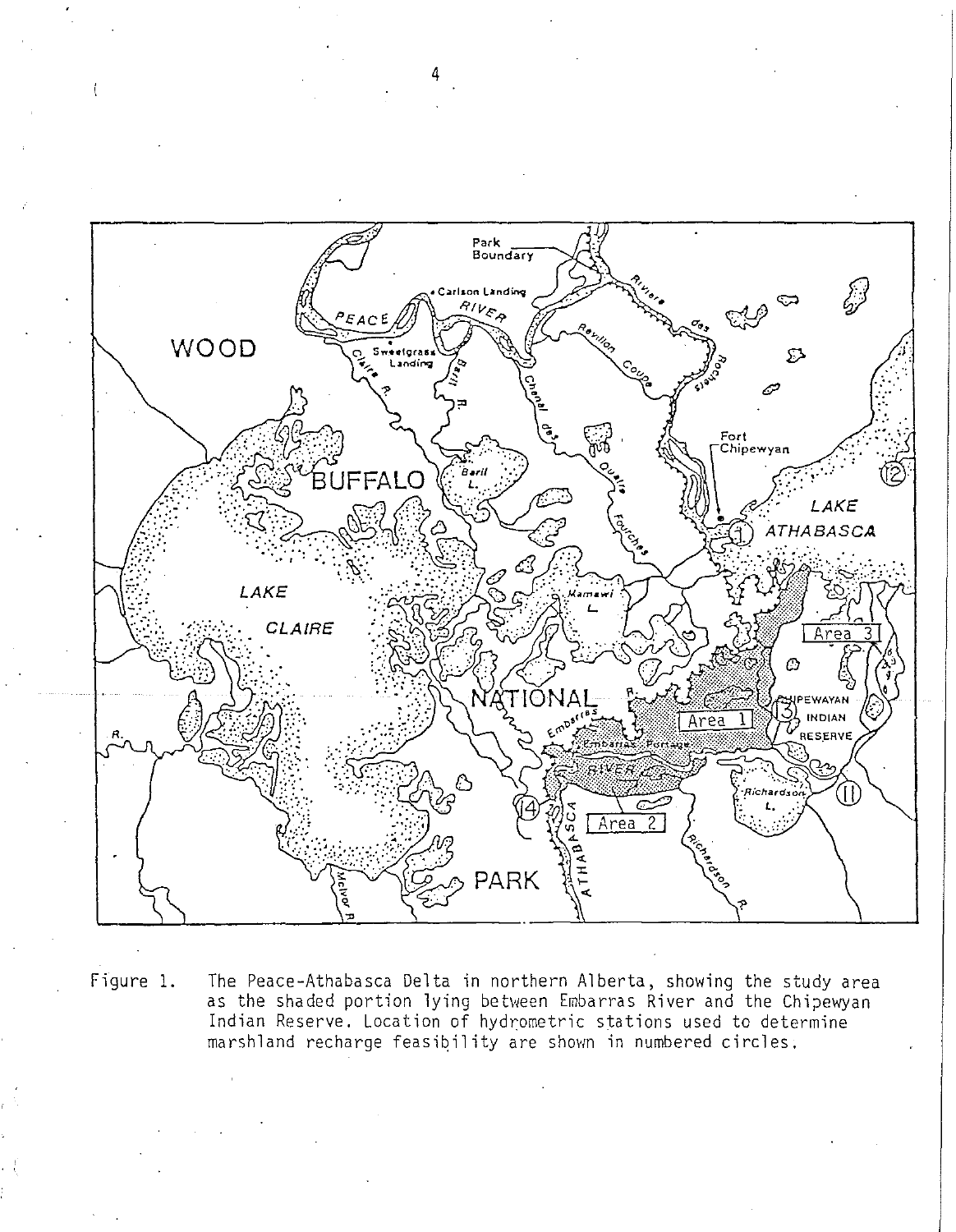Figure 1. The Peace-Athabasca Delta in northern Alberta, showing the study area as the shaded portion lying between Embarras River and the Chipewyan Indian Reserve. Location of hydrometric stations used to determine marshland recharge feasibility are shown in numbered circles.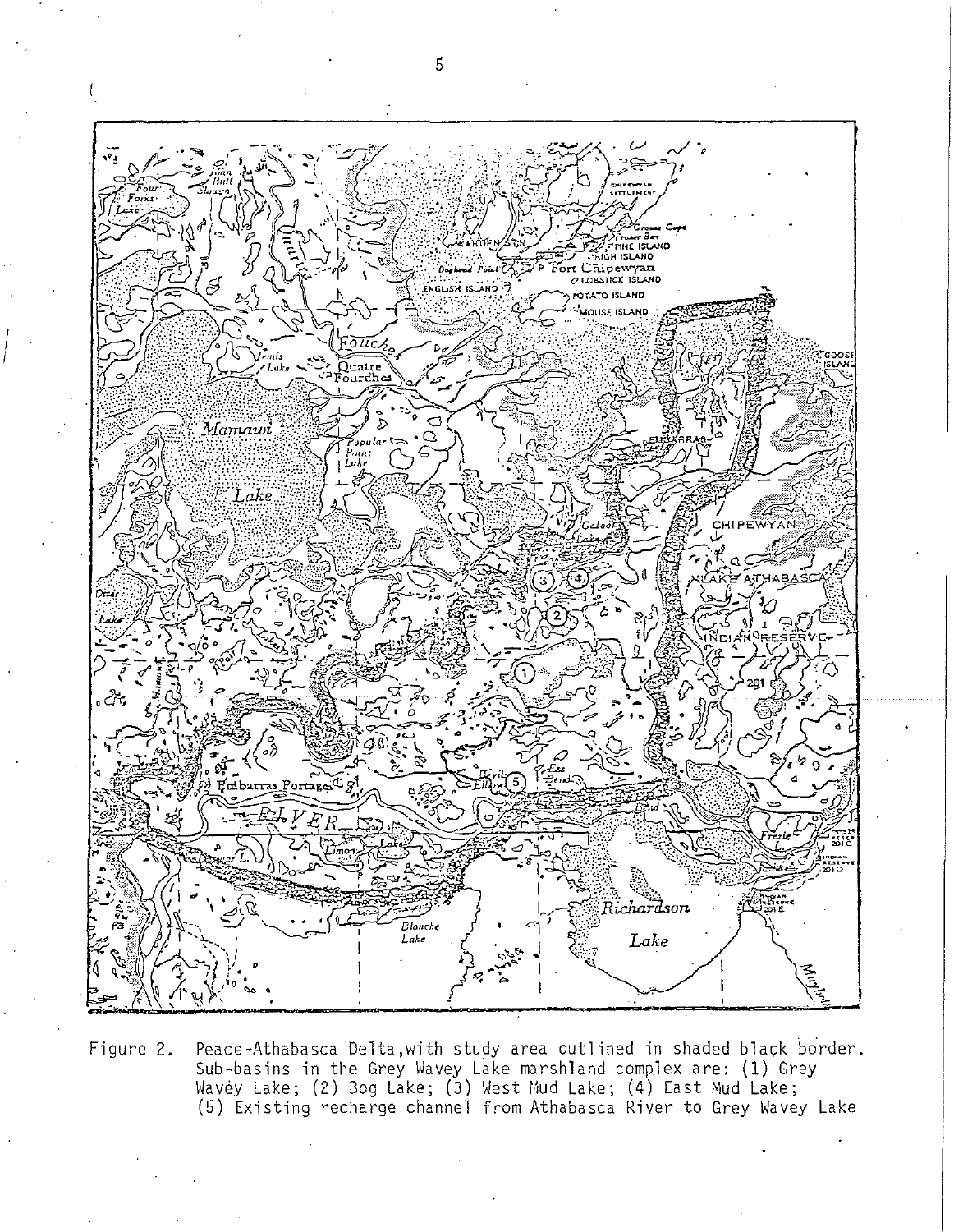Figure 2. Peace-Athabasca Delta, with study area outlined in shaded black border. Sub-basins in the Grey Wavey Lake marshland complex are: (1) Grey Wavey Lake; (2) Bog Lake; (3) West Mud Lake; (4) East Mud Lake; (5) Existing recharge channel from Athabasca River to Grey Wavey Lake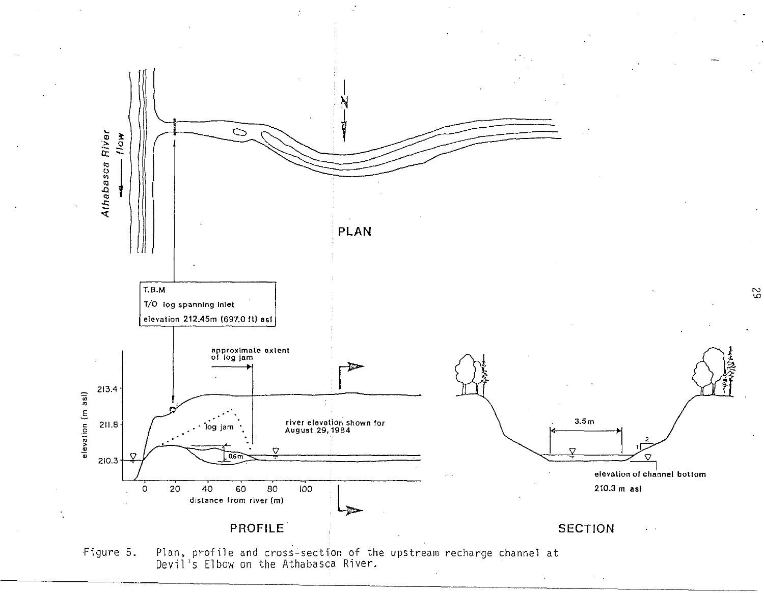Figure 5. Plan, profile and cross-section of the upstream recharge channel at Devil's Elbow on the Athabasca River.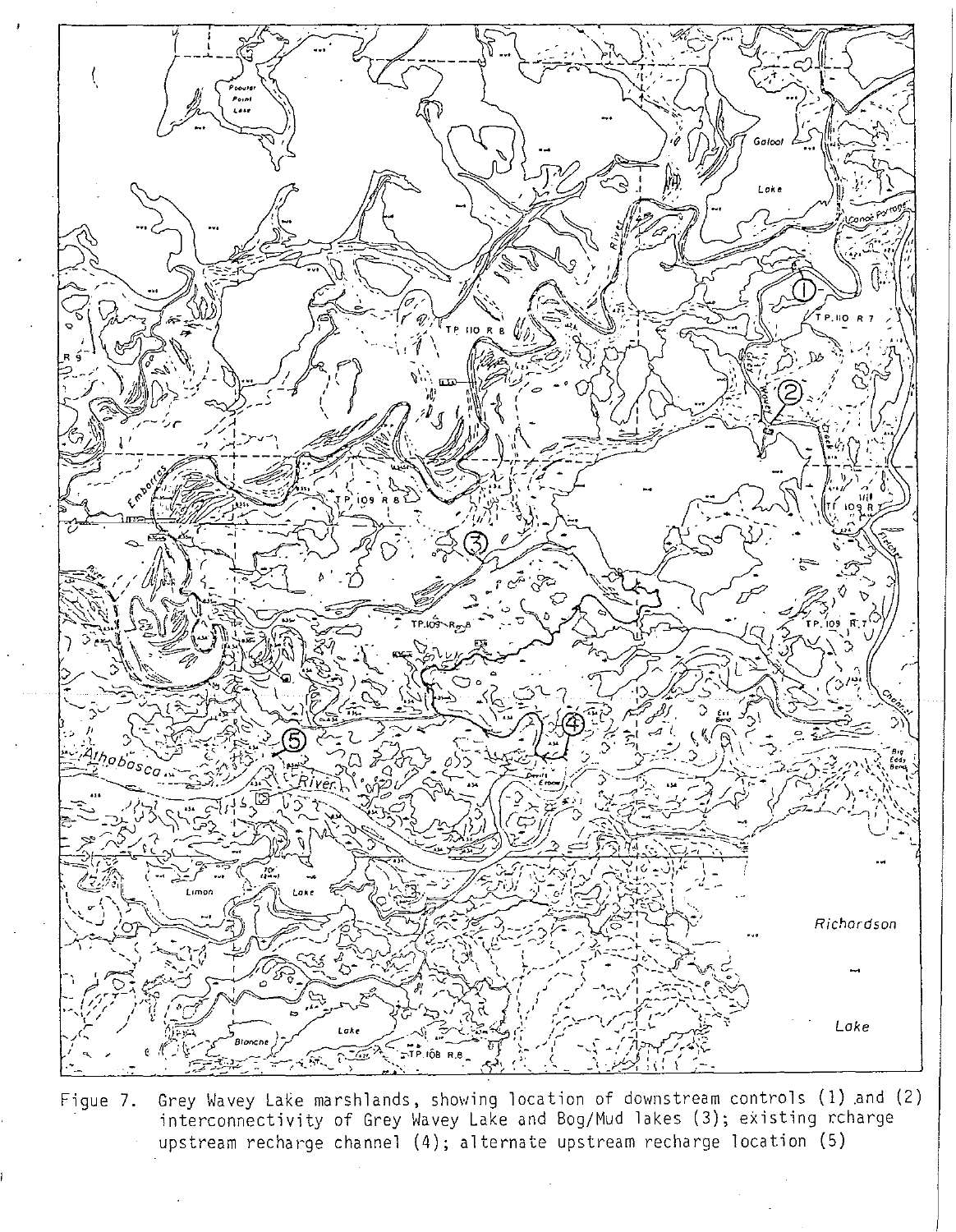Figue 7. Grey Wavey Lake marshlands, showing location of downstream controls (1) and (2) interconnectivity of Grey Wavey Lake and Bog/Mud lakes (3); existing rcharge upstream recharge channel (4); alternate upstream recharge location (5)